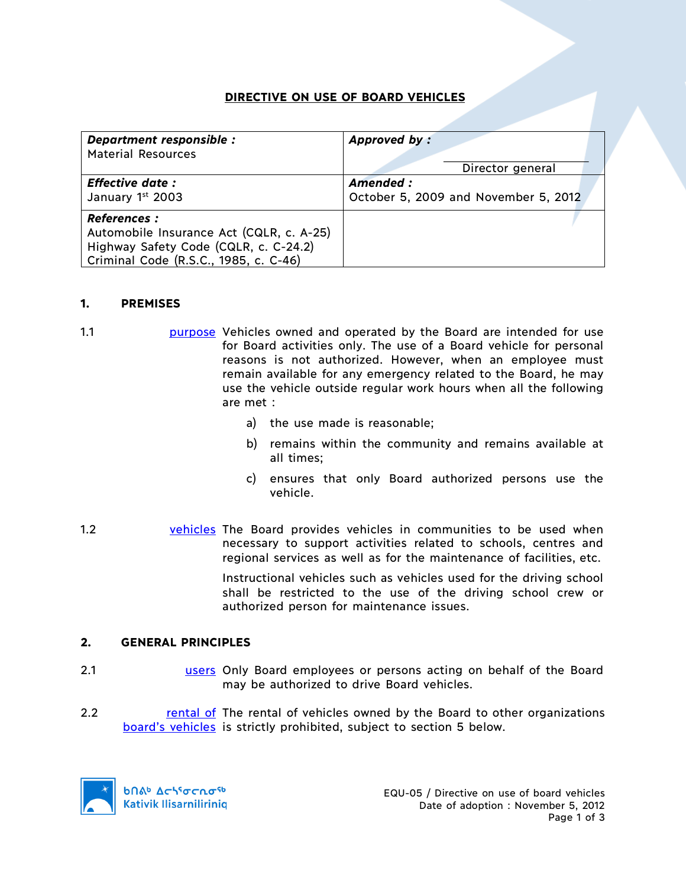# DIRECTIVE ON USE OF BOARD VEHICLES

| ***Department responsible :*** Material Resources | ***Approved by :*** Director general |
|---|---|
| ***Effective date :*** January 1st 2003 | ***Amended :*** October 5, 2009 and November 5, 2012 |
| ***References :*** Automobile Insurance Act (CQLR, c. A-25) Highway Safety Code (CQLR, c. C-24.2) Criminal Code (R.S.C., 1985, c. C-46) | |

## 1. PREMISES

1.1 purpose — Vehicles owned and operated by the Board are intended for use for Board activities only. The use of a Board vehicle for personal reasons is not authorized. However, when an employee must remain available for any emergency related to the Board, he may use the vehicle outside regular work hours when all the following are met :

a) the use made is reasonable;

b) remains within the community and remains available at all times;

c) ensures that only Board authorized persons use the vehicle.

1.2 vehicles — The Board provides vehicles in communities to be used when necessary to support activities related to schools, centres and regional services as well as for the maintenance of facilities, etc.

Instructional vehicles such as vehicles used for the driving school shall be restricted to the use of the driving school crew or authorized person for maintenance issues.

## 2. GENERAL PRINCIPLES

2.1 users — Only Board employees or persons acting on behalf of the Board may be authorized to drive Board vehicles.

2.2 rental of board's vehicles — The rental of vehicles owned by the Board to other organizations is strictly prohibited, subject to section 5 below.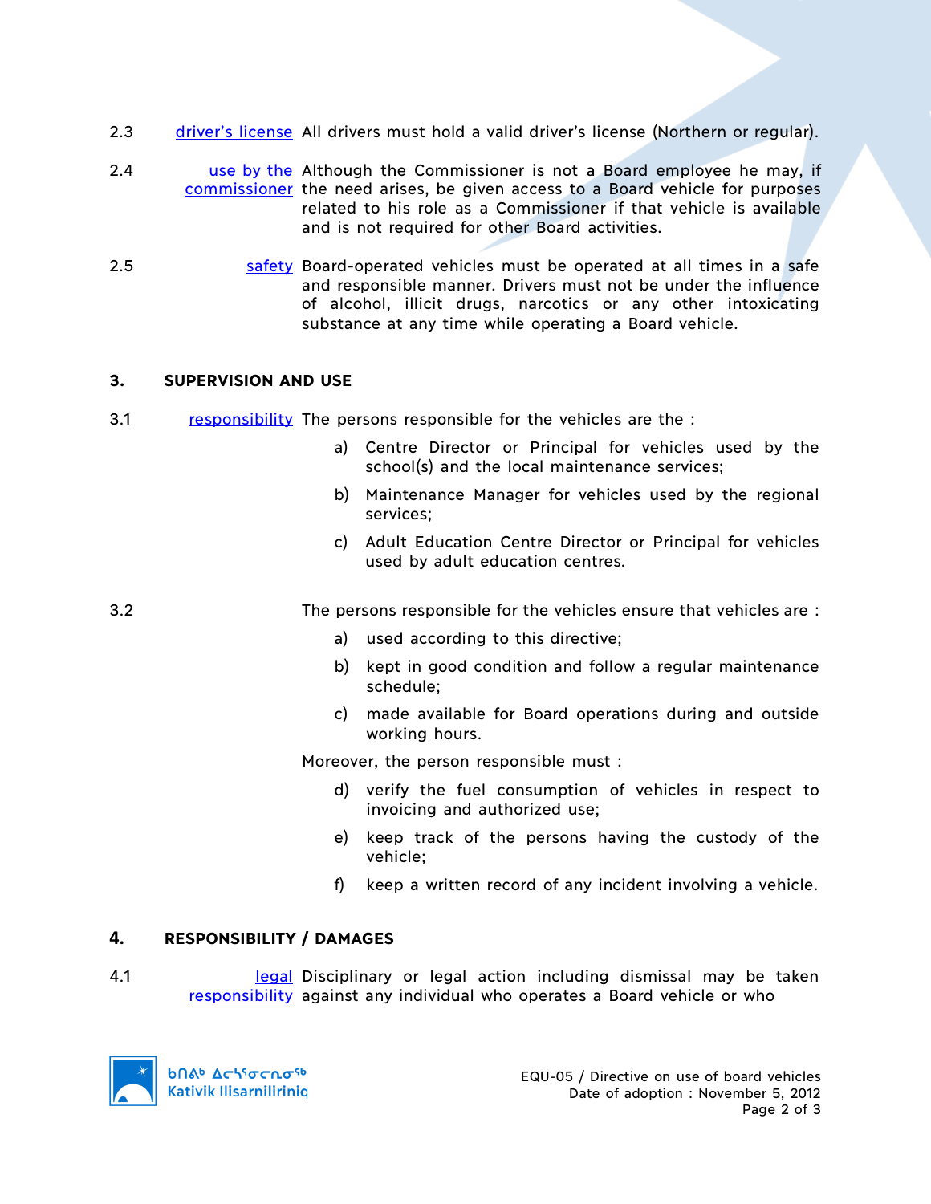2.3 driver's license All drivers must hold a valid driver's license (Northern or regular).

2.4 use by the commissioner Although the Commissioner is not a Board employee he may, if the need arises, be given access to a Board vehicle for purposes related to his role as a Commissioner if that vehicle is available and is not required for other Board activities.

2.5 safety Board-operated vehicles must be operated at all times in a safe and responsible manner. Drivers must not be under the influence of alcohol, illicit drugs, narcotics or any other intoxicating substance at any time while operating a Board vehicle.

## 3. SUPERVISION AND USE

3.1 responsibility The persons responsible for the vehicles are the :

a) Centre Director or Principal for vehicles used by the school(s) and the local maintenance services;

b) Maintenance Manager for vehicles used by the regional services;

c) Adult Education Centre Director or Principal for vehicles used by adult education centres.

3.2 The persons responsible for the vehicles ensure that vehicles are :

a) used according to this directive;

b) kept in good condition and follow a regular maintenance schedule;

c) made available for Board operations during and outside working hours.

Moreover, the person responsible must :

d) verify the fuel consumption of vehicles in respect to invoicing and authorized use;

e) keep track of the persons having the custody of the vehicle;

f) keep a written record of any incident involving a vehicle.

## 4. RESPONSIBILITY / DAMAGES

4.1 legal responsibility Disciplinary or legal action including dismissal may be taken against any individual who operates a Board vehicle or who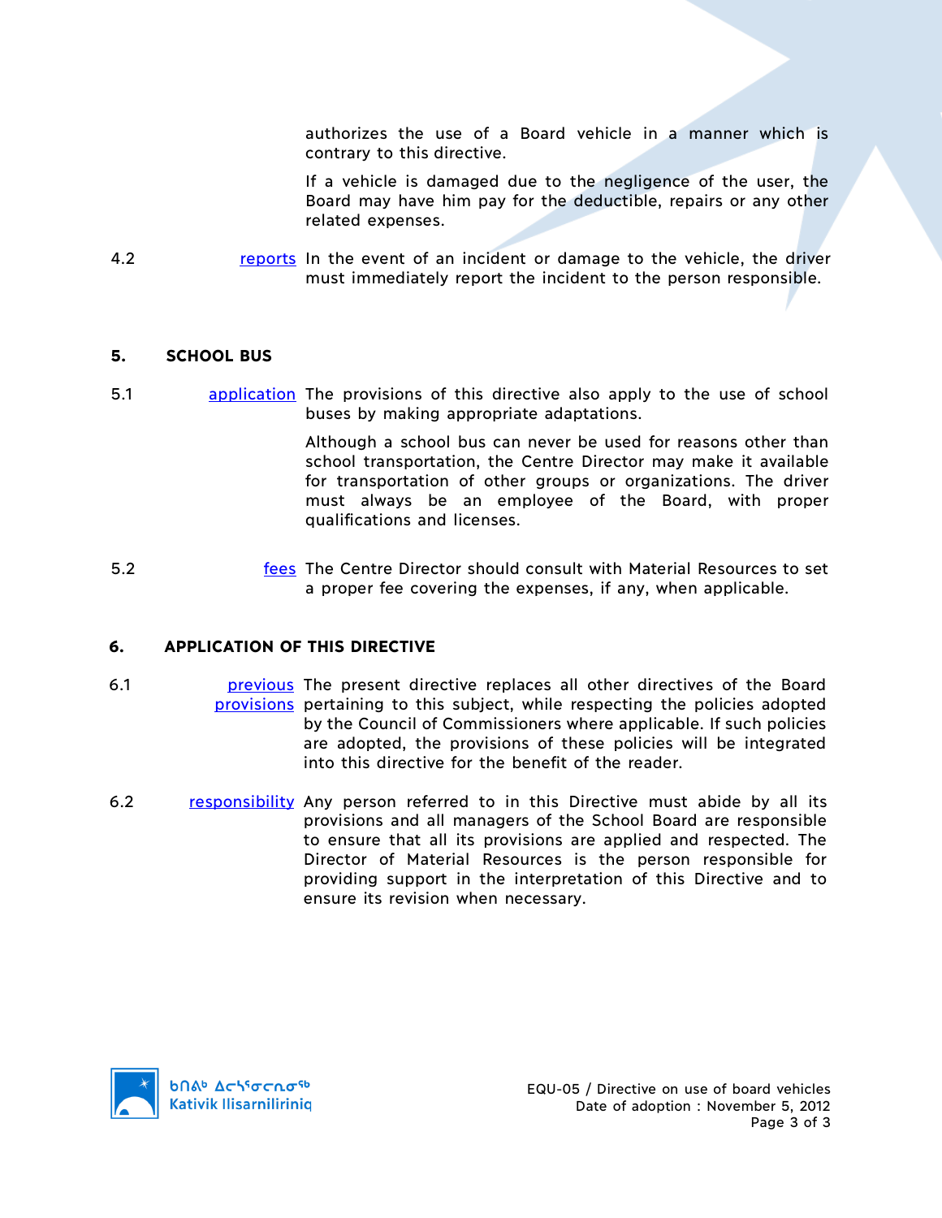authorizes the use of a Board vehicle in a manner which is contrary to this directive.

If a vehicle is damaged due to the negligence of the user, the Board may have him pay for the deductible, repairs or any other related expenses.

4.2 reports In the event of an incident or damage to the vehicle, the driver must immediately report the incident to the person responsible.

## 5. SCHOOL BUS

5.1 application The provisions of this directive also apply to the use of school buses by making appropriate adaptations.

Although a school bus can never be used for reasons other than school transportation, the Centre Director may make it available for transportation of other groups or organizations. The driver must always be an employee of the Board, with proper qualifications and licenses.

5.2 fees The Centre Director should consult with Material Resources to set a proper fee covering the expenses, if any, when applicable.

## 6. APPLICATION OF THIS DIRECTIVE

6.1 previous provisions The present directive replaces all other directives of the Board pertaining to this subject, while respecting the policies adopted by the Council of Commissioners where applicable. If such policies are adopted, the provisions of these policies will be integrated into this directive for the benefit of the reader.

6.2 responsibility Any person referred to in this Directive must abide by all its provisions and all managers of the School Board are responsible to ensure that all its provisions are applied and respected. The Director of Material Resources is the person responsible for providing support in the interpretation of this Directive and to ensure its revision when necessary.